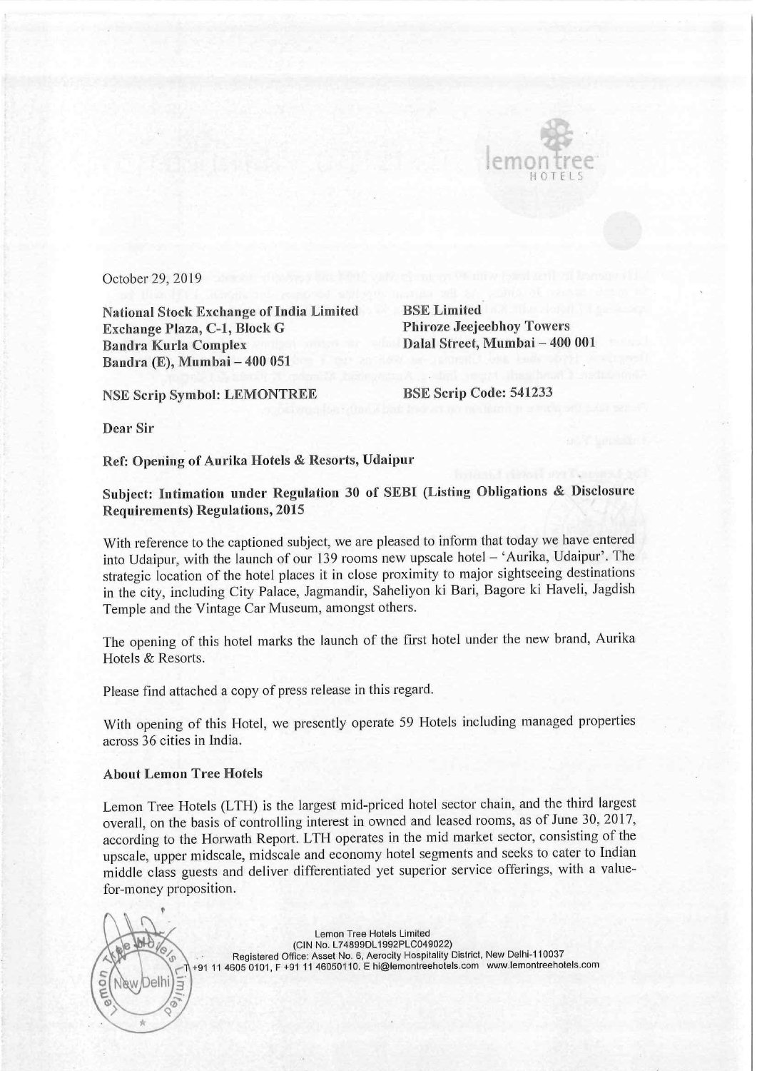October 29, 2019

| | |
|---|---|
| **National Stock Exchange of India Limited** | **BSE Limited** |
| **Exchange Plaza, C-1, Block G** | **Phiroze Jeejeebhoy Towers** |
| **Bandra Kurla Complex** | **Dalal Street, Mumbai – 400 001** |
| **Bandra (E), Mumbai – 400 051** | |
| **NSE Scrip Symbol: LEMONTREE** | **BSE Scrip Code: 541233** |

**Dear Sir**

**Ref: Opening of Aurika Hotels & Resorts, Udaipur**

**Subject: Intimation under Regulation 30 of SEBI (Listing Obligations & Disclosure Requirements) Regulations, 2015**

With reference to the captioned subject, we are pleased to inform that today we have entered into Udaipur, with the launch of our 139 rooms new upscale hotel – 'Aurika, Udaipur'. The strategic location of the hotel places it in close proximity to major sightseeing destinations in the city, including City Palace, Jagmandir, Saheliyon ki Bari, Bagore ki Haveli, Jagdish Temple and the Vintage Car Museum, amongst others.

The opening of this hotel marks the launch of the first hotel under the new brand, Aurika Hotels & Resorts.

Please find attached a copy of press release in this regard.

With opening of this Hotel, we presently operate 59 Hotels including managed properties across 36 cities in India.

**About Lemon Tree Hotels**

Lemon Tree Hotels (LTH) is the largest mid-priced hotel sector chain, and the third largest overall, on the basis of controlling interest in owned and leased rooms, as of June 30, 2017, according to the Horwath Report. LTH operates in the mid market sector, consisting of the upscale, upper midscale, midscale and economy hotel segments and seeks to cater to Indian middle class guests and deliver differentiated yet superior service offerings, with a value-for-money proposition.

Lemon Tree Hotels Limited
(CIN No. L74899DL1992PLC049022)
Registered Office: Asset No. 6, Aerocity Hospitality District, New Delhi-110037
T +91 11 4605 0101, F +91 11 46050110. E hi@lemontreehotels.com www.lemontreehotels.com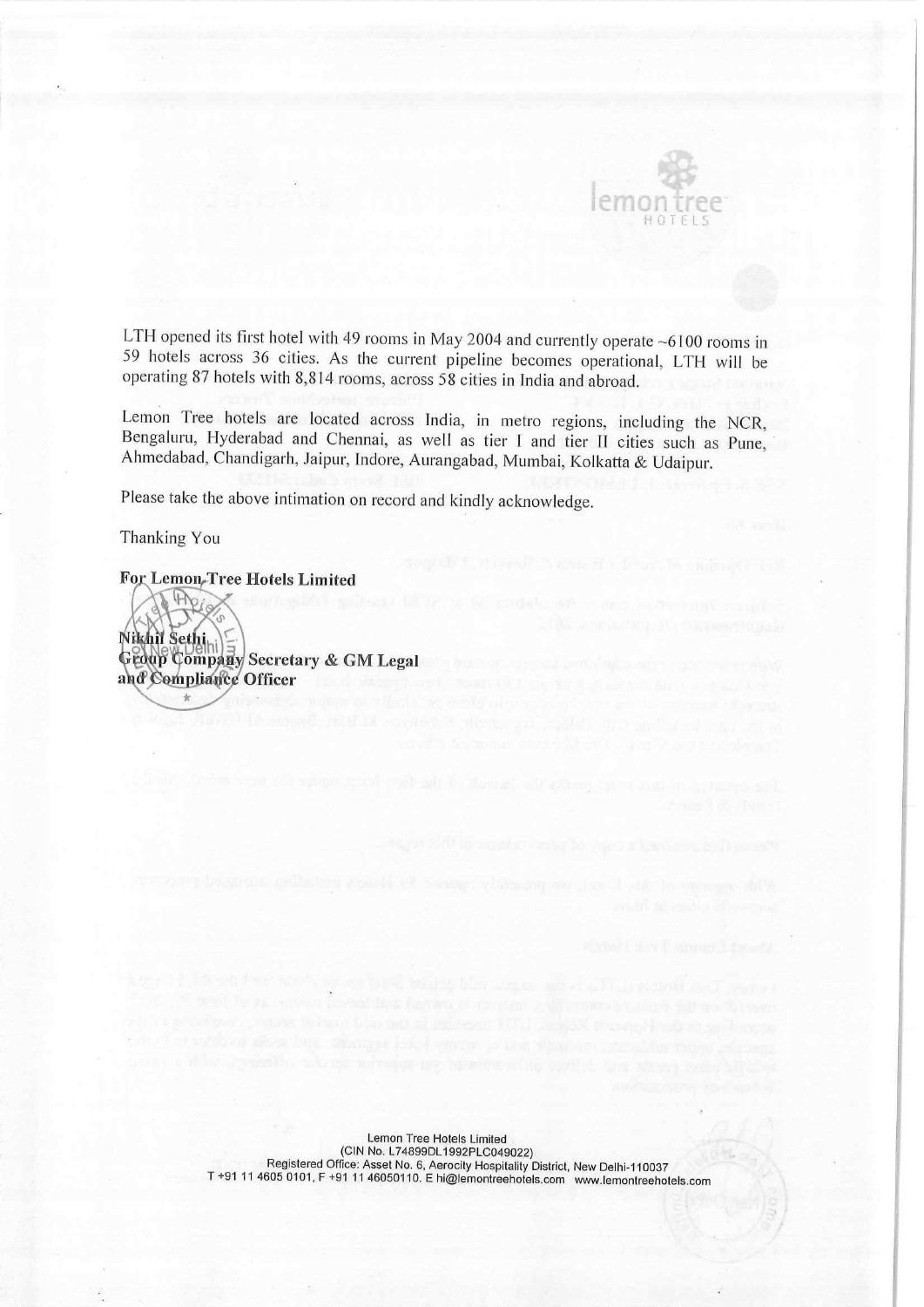LTH opened its first hotel with 49 rooms in May 2004 and currently operate ~6100 rooms in 59 hotels across 36 cities. As the current pipeline becomes operational, LTH will be operating 87 hotels with 8,814 rooms, across 58 cities in India and abroad.

Lemon Tree hotels are located across India, in metro regions, including the NCR, Bengaluru, Hyderabad and Chennai, as well as tier I and tier II cities such as Pune, Ahmedabad, Chandigarh, Jaipur, Indore, Aurangabad, Mumbai, Kolkatta & Udaipur.

Please take the above intimation on record and kindly acknowledge.

Thanking You

**For Lemon Tree Hotels Limited**

**Nikhil Sethi**
**Group Company Secretary & GM Legal and Compliance Officer**

Lemon Tree Hotels Limited
(CIN No. L74899DL1992PLC049022)
Registered Office: Asset No. 6, Aerocity Hospitality District, New Delhi-110037
T +91 11 4605 0101, F +91 11 46050110. E hi@lemontreehotels.com www.lemontreehotels.com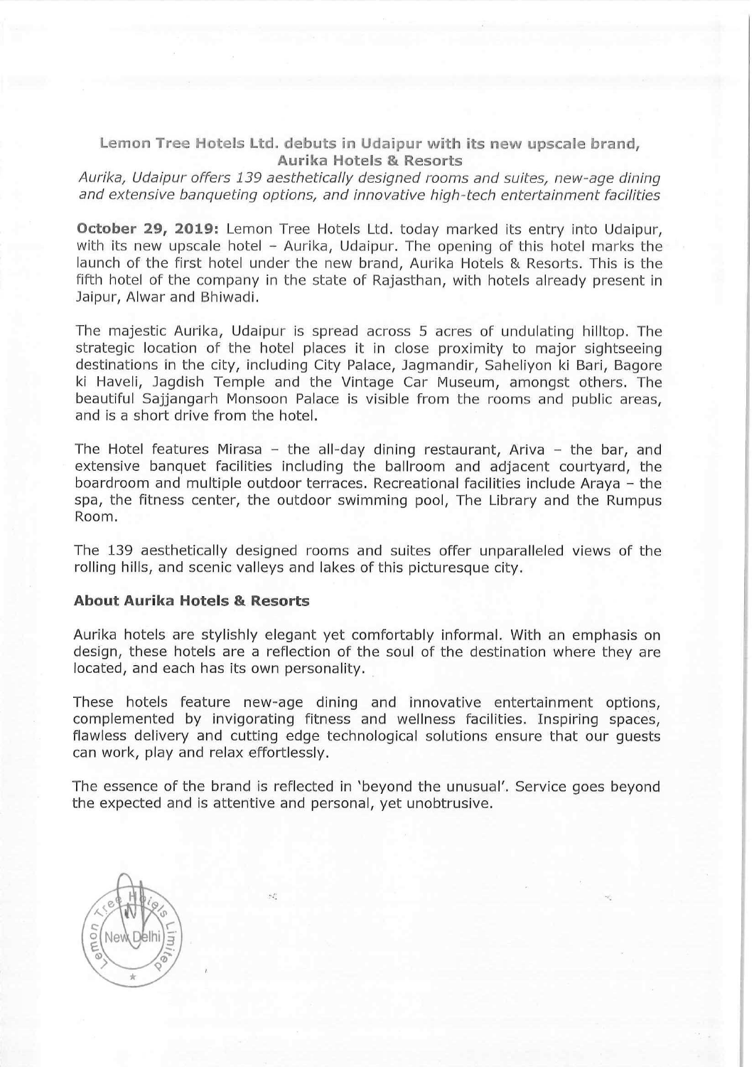## Lemon Tree Hotels Ltd. debuts in Udaipur with its new upscale brand, Aurika Hotels & Resorts

*Aurika, Udaipur offers 139 aesthetically designed rooms and suites, new-age dining and extensive banqueting options, and innovative high-tech entertainment facilities*

**October 29, 2019:** Lemon Tree Hotels Ltd. today marked its entry into Udaipur, with its new upscale hotel – Aurika, Udaipur. The opening of this hotel marks the launch of the first hotel under the new brand, Aurika Hotels & Resorts. This is the fifth hotel of the company in the state of Rajasthan, with hotels already present in Jaipur, Alwar and Bhiwadi.

The majestic Aurika, Udaipur is spread across 5 acres of undulating hilltop. The strategic location of the hotel places it in close proximity to major sightseeing destinations in the city, including City Palace, Jagmandir, Saheliyon ki Bari, Bagore ki Haveli, Jagdish Temple and the Vintage Car Museum, amongst others. The beautiful Sajjangarh Monsoon Palace is visible from the rooms and public areas, and is a short drive from the hotel.

The Hotel features Mirasa – the all-day dining restaurant, Ariva – the bar, and extensive banquet facilities including the ballroom and adjacent courtyard, the boardroom and multiple outdoor terraces. Recreational facilities include Araya – the spa, the fitness center, the outdoor swimming pool, The Library and the Rumpus Room.

The 139 aesthetically designed rooms and suites offer unparalleled views of the rolling hills, and scenic valleys and lakes of this picturesque city.

### About Aurika Hotels & Resorts

Aurika hotels are stylishly elegant yet comfortably informal. With an emphasis on design, these hotels are a reflection of the soul of the destination where they are located, and each has its own personality.

These hotels feature new-age dining and innovative entertainment options, complemented by invigorating fitness and wellness facilities. Inspiring spaces, flawless delivery and cutting edge technological solutions ensure that our guests can work, play and relax effortlessly.

The essence of the brand is reflected in 'beyond the unusual'. Service goes beyond the expected and is attentive and personal, yet unobtrusive.

Lemon Tree Hotels Limited
New Delhi